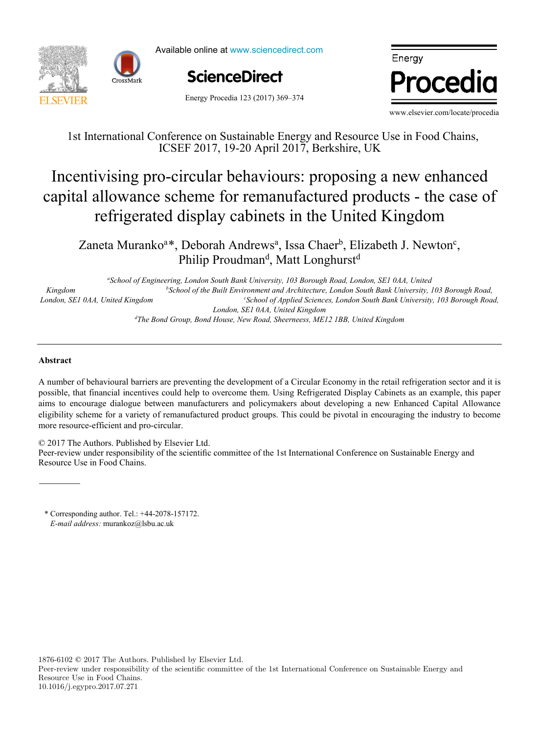1st International Conference on Sustainable Energy and Resource Use in Food Chains, ICSEF 2017, 19-20 April 2017, Berkshire, UK

# Incentivising pro-circular behaviours: proposing a new enhanced capital allowance scheme for remanufactured products - the case of refrigerated display cabinets in the United Kingdom

Zaneta Muranko[a]*, Deborah Andrews[a], Issa Chaer[b], Elizabeth J. Newton[c], Philip Proudman[d], Matt Longhurst[d]

[a]*School of Engineering, London South Bank University, 103 Borough Road, London, SE1 0AA, United Kingdom*
[b]*School of the Built Environment and Architecture, London South Bank University, 103 Borough Road, London, SE1 0AA, United Kingdom*
[c]*School of Applied Sciences, London South Bank University, 103 Borough Road, London, SE1 0AA, United Kingdom*
[d]*The Bond Group, Bond House, New Road, Sheerneess, ME12 1BB, United Kingdom*

---

**Abstract**

A number of behavioural barriers are preventing the development of a Circular Economy in the retail refrigeration sector and it is possible, that financial incentives could help to overcome them. Using Refrigerated Display Cabinets as an example, this paper aims to encourage dialogue between manufacturers and policymakers about developing a new Enhanced Capital Allowance eligibility scheme for a variety of remanufactured product groups. This could be pivotal in encouraging the industry to become more resource-efficient and pro-circular.

© 2017 The Authors. Published by Elsevier Ltd.
Peer-review under responsibility of the scientific committee of the 1st International Conference on Sustainable Energy and Resource Use in Food Chains.

---

\* Corresponding author. Tel.: +44-2078-157172.
*E-mail address:* murankoz@lsbu.ac.uk

1876-6102 © 2017 The Authors. Published by Elsevier Ltd.
Peer-review under responsibility of the scientific committee of the 1st International Conference on Sustainable Energy and Resource Use in Food Chains.
10.1016/j.egypro.2017.07.271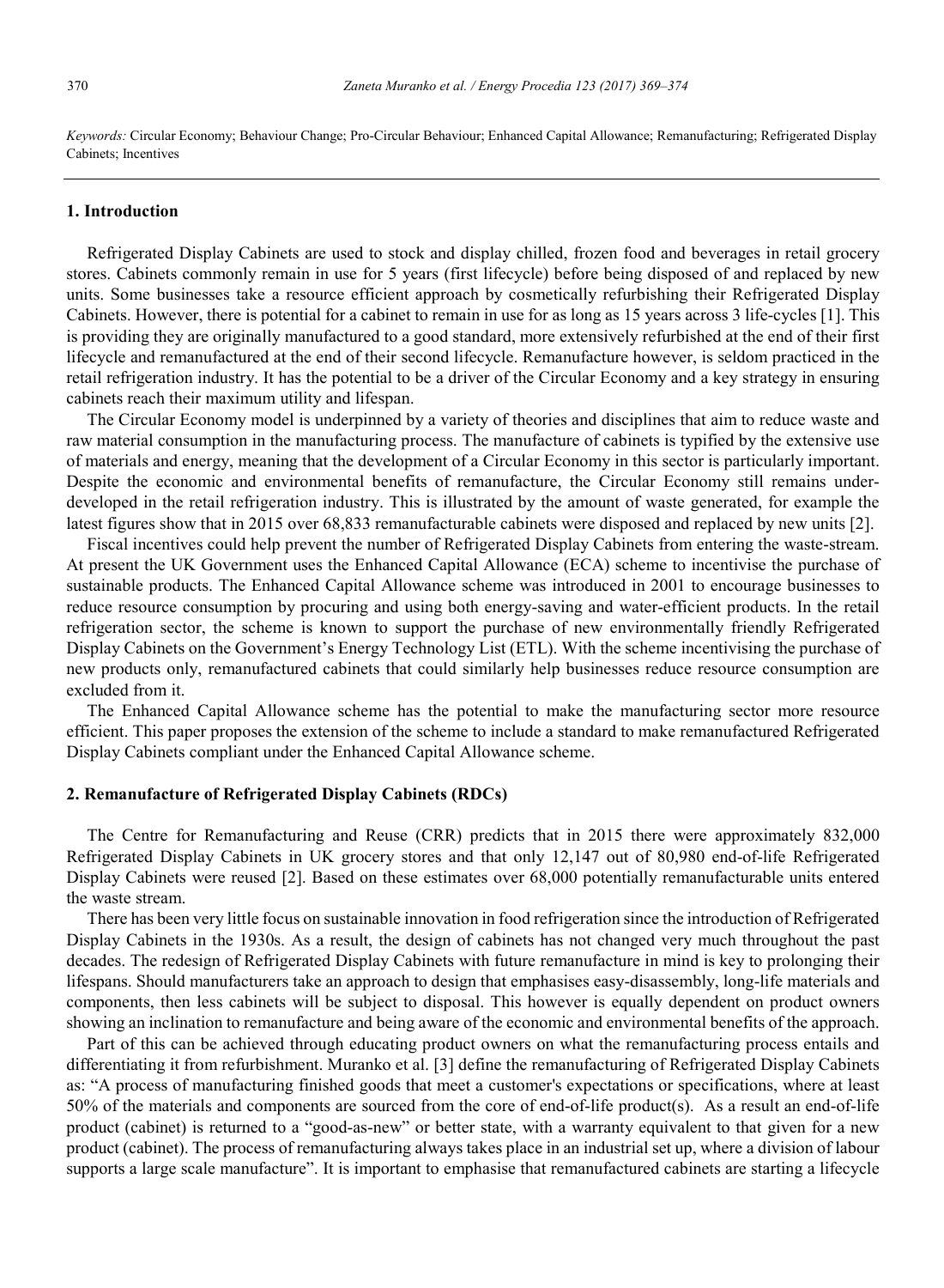*Keywords:* Circular Economy; Behaviour Change; Pro-Circular Behaviour; Enhanced Capital Allowance; Remanufacturing; Refrigerated Display Cabinets; Incentives

## 1. Introduction

Refrigerated Display Cabinets are used to stock and display chilled, frozen food and beverages in retail grocery stores. Cabinets commonly remain in use for 5 years (first lifecycle) before being disposed of and replaced by new units. Some businesses take a resource efficient approach by cosmetically refurbishing their Refrigerated Display Cabinets. However, there is potential for a cabinet to remain in use for as long as 15 years across 3 life-cycles [1]. This is providing they are originally manufactured to a good standard, more extensively refurbished at the end of their first lifecycle and remanufactured at the end of their second lifecycle. Remanufacture however, is seldom practiced in the retail refrigeration industry. It has the potential to be a driver of the Circular Economy and a key strategy in ensuring cabinets reach their maximum utility and lifespan.

The Circular Economy model is underpinned by a variety of theories and disciplines that aim to reduce waste and raw material consumption in the manufacturing process. The manufacture of cabinets is typified by the extensive use of materials and energy, meaning that the development of a Circular Economy in this sector is particularly important. Despite the economic and environmental benefits of remanufacture, the Circular Economy still remains under-developed in the retail refrigeration industry. This is illustrated by the amount of waste generated, for example the latest figures show that in 2015 over 68,833 remanufacturable cabinets were disposed and replaced by new units [2].

Fiscal incentives could help prevent the number of Refrigerated Display Cabinets from entering the waste-stream. At present the UK Government uses the Enhanced Capital Allowance (ECA) scheme to incentivise the purchase of sustainable products. The Enhanced Capital Allowance scheme was introduced in 2001 to encourage businesses to reduce resource consumption by procuring and using both energy-saving and water-efficient products. In the retail refrigeration sector, the scheme is known to support the purchase of new environmentally friendly Refrigerated Display Cabinets on the Government's Energy Technology List (ETL). With the scheme incentivising the purchase of new products only, remanufactured cabinets that could similarly help businesses reduce resource consumption are excluded from it.

The Enhanced Capital Allowance scheme has the potential to make the manufacturing sector more resource efficient. This paper proposes the extension of the scheme to include a standard to make remanufactured Refrigerated Display Cabinets compliant under the Enhanced Capital Allowance scheme.

## 2. Remanufacture of Refrigerated Display Cabinets (RDCs)

The Centre for Remanufacturing and Reuse (CRR) predicts that in 2015 there were approximately 832,000 Refrigerated Display Cabinets in UK grocery stores and that only 12,147 out of 80,980 end-of-life Refrigerated Display Cabinets were reused [2]. Based on these estimates over 68,000 potentially remanufacturable units entered the waste stream.

There has been very little focus on sustainable innovation in food refrigeration since the introduction of Refrigerated Display Cabinets in the 1930s. As a result, the design of cabinets has not changed very much throughout the past decades. The redesign of Refrigerated Display Cabinets with future remanufacture in mind is key to prolonging their lifespans. Should manufacturers take an approach to design that emphasises easy-disassembly, long-life materials and components, then less cabinets will be subject to disposal. This however is equally dependent on product owners showing an inclination to remanufacture and being aware of the economic and environmental benefits of the approach.

Part of this can be achieved through educating product owners on what the remanufacturing process entails and differentiating it from refurbishment. Muranko et al. [3] define the remanufacturing of Refrigerated Display Cabinets as: "A process of manufacturing finished goods that meet a customer's expectations or specifications, where at least 50% of the materials and components are sourced from the core of end-of-life product(s). As a result an end-of-life product (cabinet) is returned to a "good-as-new" or better state, with a warranty equivalent to that given for a new product (cabinet). The process of remanufacturing always takes place in an industrial set up, where a division of labour supports a large scale manufacture". It is important to emphasise that remanufactured cabinets are starting a lifecycle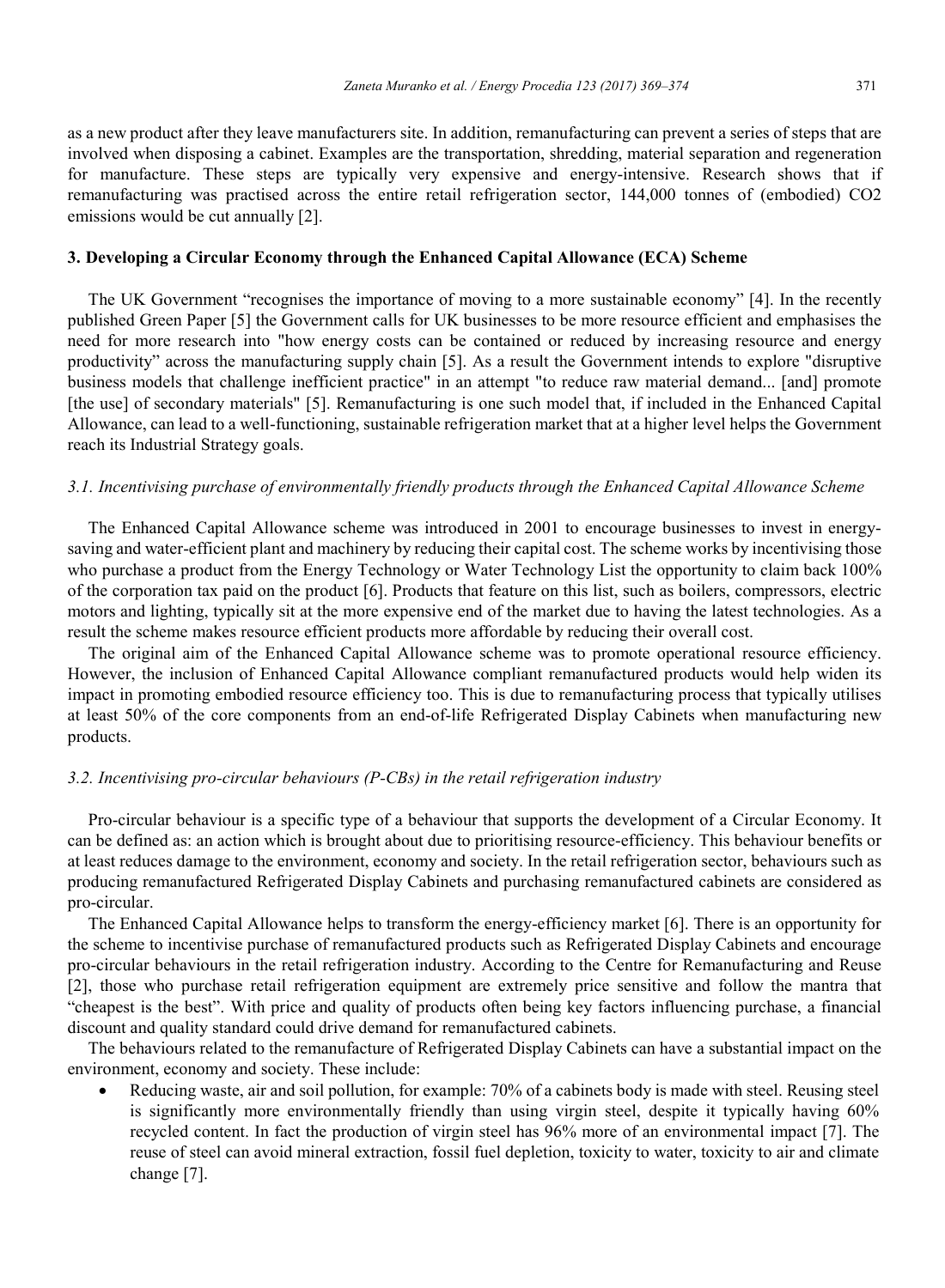as a new product after they leave manufacturers site. In addition, remanufacturing can prevent a series of steps that are involved when disposing a cabinet. Examples are the transportation, shredding, material separation and regeneration for manufacture. These steps are typically very expensive and energy-intensive. Research shows that if remanufacturing was practised across the entire retail refrigeration sector, 144,000 tonnes of (embodied) $CO_2$ emissions would be cut annually [2].

## 3. Developing a Circular Economy through the Enhanced Capital Allowance (ECA) Scheme

The UK Government "recognises the importance of moving to a more sustainable economy" [4]. In the recently published Green Paper [5] the Government calls for UK businesses to be more resource efficient and emphasises the need for more research into "how energy costs can be contained or reduced by increasing resource and energy productivity" across the manufacturing supply chain [5]. As a result the Government intends to explore "disruptive business models that challenge inefficient practice" in an attempt "to reduce raw material demand... [and] promote [the use] of secondary materials" [5]. Remanufacturing is one such model that, if included in the Enhanced Capital Allowance, can lead to a well-functioning, sustainable refrigeration market that at a higher level helps the Government reach its Industrial Strategy goals.

### *3.1. Incentivising purchase of environmentally friendly products through the Enhanced Capital Allowance Scheme*

The Enhanced Capital Allowance scheme was introduced in 2001 to encourage businesses to invest in energy-saving and water-efficient plant and machinery by reducing their capital cost. The scheme works by incentivising those who purchase a product from the Energy Technology or Water Technology List the opportunity to claim back 100% of the corporation tax paid on the product [6]. Products that feature on this list, such as boilers, compressors, electric motors and lighting, typically sit at the more expensive end of the market due to having the latest technologies. As a result the scheme makes resource efficient products more affordable by reducing their overall cost.

The original aim of the Enhanced Capital Allowance scheme was to promote operational resource efficiency. However, the inclusion of Enhanced Capital Allowance compliant remanufactured products would help widen its impact in promoting embodied resource efficiency too. This is due to remanufacturing process that typically utilises at least 50% of the core components from an end-of-life Refrigerated Display Cabinets when manufacturing new products.

### *3.2. Incentivising pro-circular behaviours (P-CBs) in the retail refrigeration industry*

Pro-circular behaviour is a specific type of a behaviour that supports the development of a Circular Economy. It can be defined as: an action which is brought about due to prioritising resource-efficiency. This behaviour benefits or at least reduces damage to the environment, economy and society. In the retail refrigeration sector, behaviours such as producing remanufactured Refrigerated Display Cabinets and purchasing remanufactured cabinets are considered as pro-circular.

The Enhanced Capital Allowance helps to transform the energy-efficiency market [6]. There is an opportunity for the scheme to incentivise purchase of remanufactured products such as Refrigerated Display Cabinets and encourage pro-circular behaviours in the retail refrigeration industry. According to the Centre for Remanufacturing and Reuse [2], those who purchase retail refrigeration equipment are extremely price sensitive and follow the mantra that "cheapest is the best". With price and quality of products often being key factors influencing purchase, a financial discount and quality standard could drive demand for remanufactured cabinets.

The behaviours related to the remanufacture of Refrigerated Display Cabinets can have a substantial impact on the environment, economy and society. These include:

- Reducing waste, air and soil pollution, for example: 70% of a cabinets body is made with steel. Reusing steel is significantly more environmentally friendly than using virgin steel, despite it typically having 60% recycled content. In fact the production of virgin steel has 96% more of an environmental impact [7]. The reuse of steel can avoid mineral extraction, fossil fuel depletion, toxicity to water, toxicity to air and climate change [7].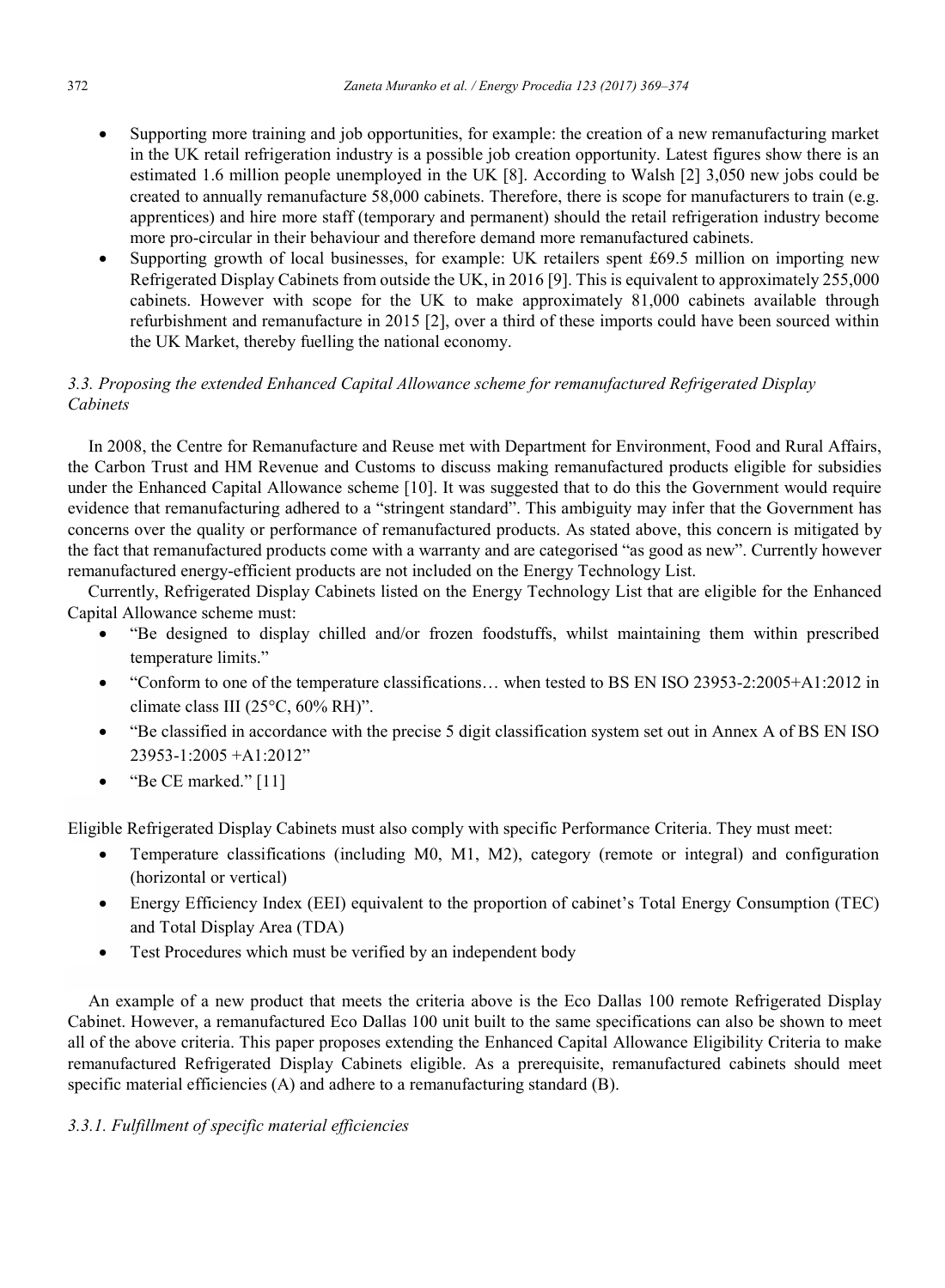- Supporting more training and job opportunities, for example: the creation of a new remanufacturing market in the UK retail refrigeration industry is a possible job creation opportunity. Latest figures show there is an estimated 1.6 million people unemployed in the UK [8]. According to Walsh [2] 3,050 new jobs could be created to annually remanufacture 58,000 cabinets. Therefore, there is scope for manufacturers to train (e.g. apprentices) and hire more staff (temporary and permanent) should the retail refrigeration industry become more pro-circular in their behaviour and therefore demand more remanufactured cabinets.
- Supporting growth of local businesses, for example: UK retailers spent £69.5 million on importing new Refrigerated Display Cabinets from outside the UK, in 2016 [9]. This is equivalent to approximately 255,000 cabinets. However with scope for the UK to make approximately 81,000 cabinets available through refurbishment and remanufacture in 2015 [2], over a third of these imports could have been sourced within the UK Market, thereby fuelling the national economy.

### *3.3. Proposing the extended Enhanced Capital Allowance scheme for remanufactured Refrigerated Display Cabinets*

In 2008, the Centre for Remanufacture and Reuse met with Department for Environment, Food and Rural Affairs, the Carbon Trust and HM Revenue and Customs to discuss making remanufactured products eligible for subsidies under the Enhanced Capital Allowance scheme [10]. It was suggested that to do this the Government would require evidence that remanufacturing adhered to a "stringent standard". This ambiguity may infer that the Government has concerns over the quality or performance of remanufactured products. As stated above, this concern is mitigated by the fact that remanufactured products come with a warranty and are categorised "as good as new". Currently however remanufactured energy-efficient products are not included on the Energy Technology List.

Currently, Refrigerated Display Cabinets listed on the Energy Technology List that are eligible for the Enhanced Capital Allowance scheme must:

- "Be designed to display chilled and/or frozen foodstuffs, whilst maintaining them within prescribed temperature limits."
- "Conform to one of the temperature classifications… when tested to BS EN ISO 23953-2:2005+A1:2012 in climate class III (25°C, 60% RH)".
- "Be classified in accordance with the precise 5 digit classification system set out in Annex A of BS EN ISO 23953-1:2005 +A1:2012"
- "Be CE marked." [11]

Eligible Refrigerated Display Cabinets must also comply with specific Performance Criteria. They must meet:

- Temperature classifications (including M0, M1, M2), category (remote or integral) and configuration (horizontal or vertical)
- Energy Efficiency Index (EEI) equivalent to the proportion of cabinet's Total Energy Consumption (TEC) and Total Display Area (TDA)
- Test Procedures which must be verified by an independent body

An example of a new product that meets the criteria above is the Eco Dallas 100 remote Refrigerated Display Cabinet. However, a remanufactured Eco Dallas 100 unit built to the same specifications can also be shown to meet all of the above criteria. This paper proposes extending the Enhanced Capital Allowance Eligibility Criteria to make remanufactured Refrigerated Display Cabinets eligible. As a prerequisite, remanufactured cabinets should meet specific material efficiencies (A) and adhere to a remanufacturing standard (B).

#### *3.3.1. Fulfillment of specific material efficiencies*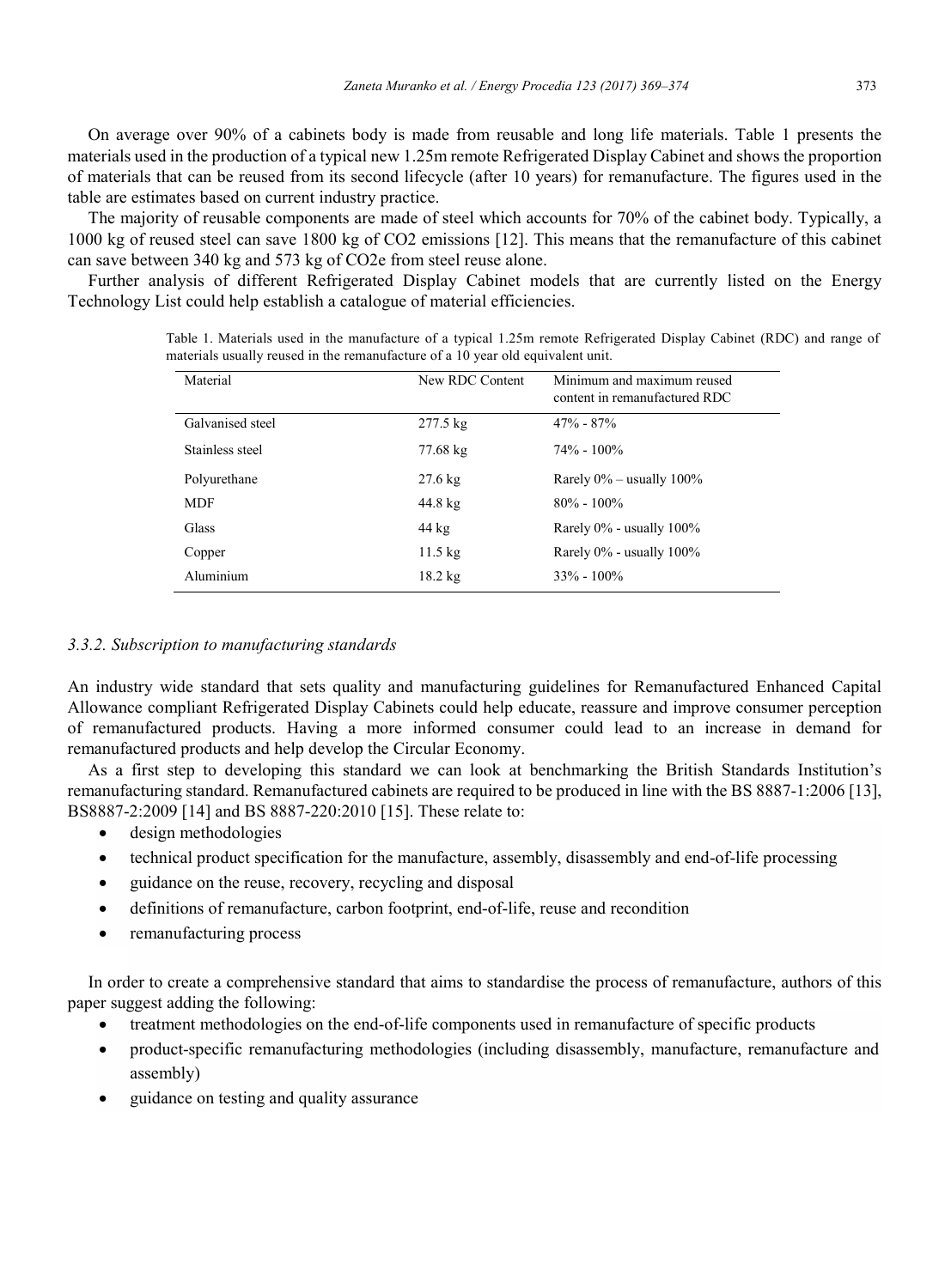On average over 90% of a cabinets body is made from reusable and long life materials. Table 1 presents the materials used in the production of a typical new 1.25m remote Refrigerated Display Cabinet and shows the proportion of materials that can be reused from its second lifecycle (after 10 years) for remanufacture. The figures used in the table are estimates based on current industry practice.

The majority of reusable components are made of steel which accounts for 70% of the cabinet body. Typically, a 1000 kg of reused steel can save 1800 kg of $CO_2$ emissions [12]. This means that the remanufacture of this cabinet can save between 340 kg and 573 kg of $CO_2e$ from steel reuse alone.

Further analysis of different Refrigerated Display Cabinet models that are currently listed on the Energy Technology List could help establish a catalogue of material efficiencies.

Table 1. Materials used in the manufacture of a typical 1.25m remote Refrigerated Display Cabinet (RDC) and range of materials usually reused in the remanufacture of a 10 year old equivalent unit.

| Material | New RDC Content | Minimum and maximum reused content in remanufactured RDC |
|---|---|---|
| Galvanised steel | 277.5 kg | 47% - 87% |
| Stainless steel | 77.68 kg | 74% - 100% |
| Polyurethane | 27.6 kg | Rarely 0% – usually 100% |
| MDF | 44.8 kg | 80% - 100% |
| Glass | 44 kg | Rarely 0% - usually 100% |
| Copper | 11.5 kg | Rarely 0% - usually 100% |
| Aluminium | 18.2 kg | 33% - 100% |

### *3.3.2. Subscription to manufacturing standards*

An industry wide standard that sets quality and manufacturing guidelines for Remanufactured Enhanced Capital Allowance compliant Refrigerated Display Cabinets could help educate, reassure and improve consumer perception of remanufactured products. Having a more informed consumer could lead to an increase in demand for remanufactured products and help develop the Circular Economy.

As a first step to developing this standard we can look at benchmarking the British Standards Institution's remanufacturing standard. Remanufactured cabinets are required to be produced in line with the BS 8887-1:2006 [13], BS8887-2:2009 [14] and BS 8887-220:2010 [15]. These relate to:

- design methodologies
- technical product specification for the manufacture, assembly, disassembly and end-of-life processing
- guidance on the reuse, recovery, recycling and disposal
- definitions of remanufacture, carbon footprint, end-of-life, reuse and recondition
- remanufacturing process

In order to create a comprehensive standard that aims to standardise the process of remanufacture, authors of this paper suggest adding the following:

- treatment methodologies on the end-of-life components used in remanufacture of specific products
- product-specific remanufacturing methodologies (including disassembly, manufacture, remanufacture and assembly)
- guidance on testing and quality assurance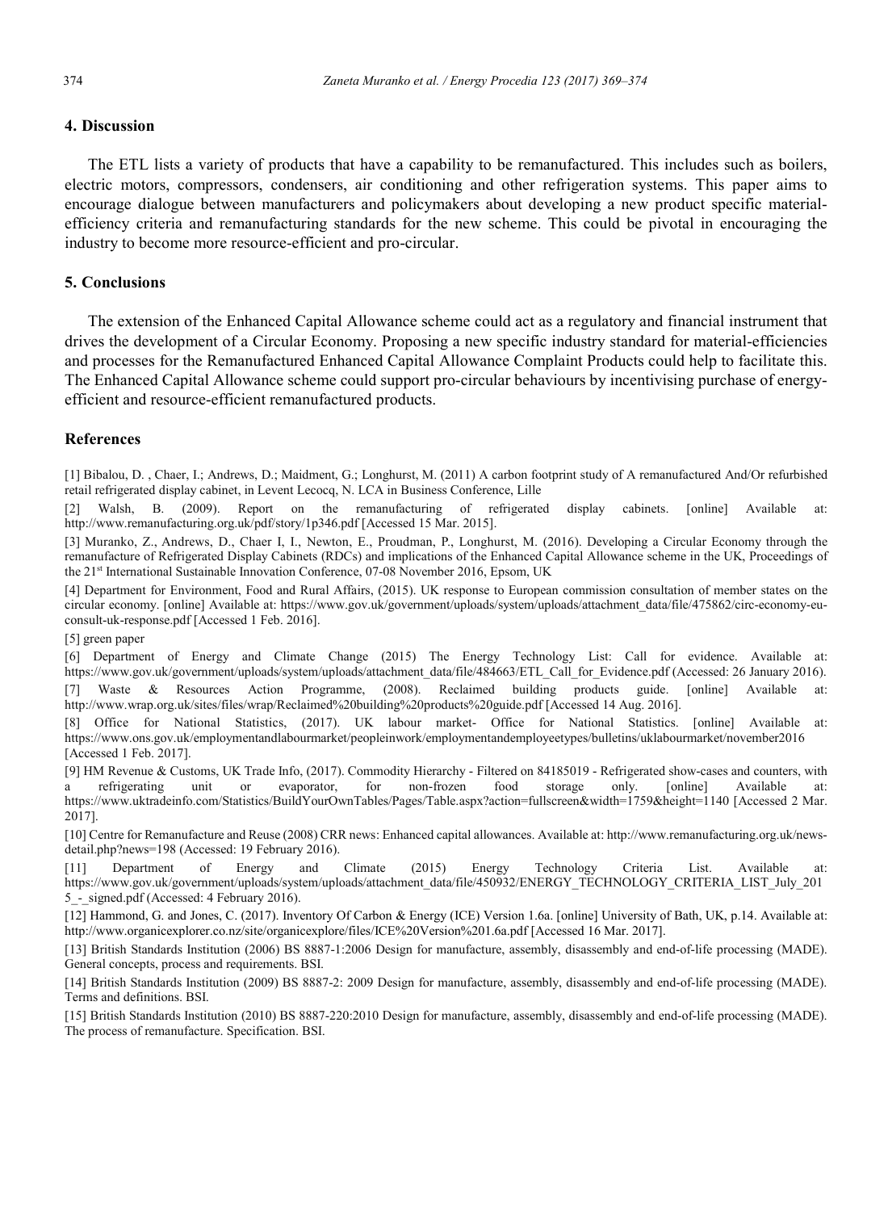## 4. Discussion

The ETL lists a variety of products that have a capability to be remanufactured. This includes such as boilers, electric motors, compressors, condensers, air conditioning and other refrigeration systems. This paper aims to encourage dialogue between manufacturers and policymakers about developing a new product specific material-efficiency criteria and remanufacturing standards for the new scheme. This could be pivotal in encouraging the industry to become more resource-efficient and pro-circular.

## 5. Conclusions

The extension of the Enhanced Capital Allowance scheme could act as a regulatory and financial instrument that drives the development of a Circular Economy. Proposing a new specific industry standard for material-efficiencies and processes for the Remanufactured Enhanced Capital Allowance Complaint Products could help to facilitate this. The Enhanced Capital Allowance scheme could support pro-circular behaviours by incentivising purchase of energy-efficient and resource-efficient remanufactured products.

## References

[1] Bibalou, D. , Chaer, I.; Andrews, D.; Maidment, G.; Longhurst, M. (2011) A carbon footprint study of A remanufactured And/Or refurbished retail refrigerated display cabinet, in Levent Lecocq, N. LCA in Business Conference, Lille

[2] Walsh, B. (2009). Report on the remanufacturing of refrigerated display cabinets. [online] Available at: http://www.remanufacturing.org.uk/pdf/story/1p346.pdf [Accessed 15 Mar. 2015].

[3] Muranko, Z., Andrews, D., Chaer I, I., Newton, E., Proudman, P., Longhurst, M. (2016). Developing a Circular Economy through the remanufacture of Refrigerated Display Cabinets (RDCs) and implications of the Enhanced Capital Allowance scheme in the UK, Proceedings of the 21st International Sustainable Innovation Conference, 07-08 November 2016, Epsom, UK

[4] Department for Environment, Food and Rural Affairs, (2015). UK response to European commission consultation of member states on the circular economy. [online] Available at: https://www.gov.uk/government/uploads/system/uploads/attachment_data/file/475862/circ-economy-eu-consult-uk-response.pdf [Accessed 1 Feb. 2016].

[5] green paper

[6] Department of Energy and Climate Change (2015) The Energy Technology List: Call for evidence. Available at: https://www.gov.uk/government/uploads/system/uploads/attachment_data/file/484663/ETL_Call_for_Evidence.pdf (Accessed: 26 January 2016).

[7] Waste & Resources Action Programme, (2008). Reclaimed building products guide. [online] Available at: http://www.wrap.org.uk/sites/files/wrap/Reclaimed%20building%20products%20guide.pdf [Accessed 14 Aug. 2016].

[8] Office for National Statistics, (2017). UK labour market- Office for National Statistics. [online] Available at: https://www.ons.gov.uk/employmentandlabourmarket/peopleinwork/employmentandemployeetypes/bulletins/uklabourmarket/november2016 [Accessed 1 Feb. 2017].

[9] HM Revenue & Customs, UK Trade Info, (2017). Commodity Hierarchy - Filtered on 84185019 - Refrigerated show-cases and counters, with a refrigerating unit or evaporator, for non-frozen food storage only. [online] Available at: https://www.uktradeinfo.com/Statistics/BuildYourOwnTables/Pages/Table.aspx?action=fullscreen&width=1759&height=1140 [Accessed 2 Mar. 2017].

[10] Centre for Remanufacture and Reuse (2008) CRR news: Enhanced capital allowances. Available at: http://www.remanufacturing.org.uk/news-detail.php?news=198 (Accessed: 19 February 2016).

[11] Department of Energy and Climate (2015) Energy Technology Criteria List. Available at: https://www.gov.uk/government/uploads/system/uploads/attachment_data/file/450932/ENERGY_TECHNOLOGY_CRITERIA_LIST_July_2015_-_signed.pdf (Accessed: 4 February 2016).

[12] Hammond, G. and Jones, C. (2017). Inventory Of Carbon & Energy (ICE) Version 1.6a. [online] University of Bath, UK, p.14. Available at: http://www.organicexplorer.co.nz/site/organicexplore/files/ICE%20Version%201.6a.pdf [Accessed 16 Mar. 2017].

[13] British Standards Institution (2006) BS 8887-1:2006 Design for manufacture, assembly, disassembly and end-of-life processing (MADE). General concepts, process and requirements. BSI.

[14] British Standards Institution (2009) BS 8887-2: 2009 Design for manufacture, assembly, disassembly and end-of-life processing (MADE). Terms and definitions. BSI.

[15] British Standards Institution (2010) BS 8887-220:2010 Design for manufacture, assembly, disassembly and end-of-life processing (MADE). The process of remanufacture. Specification. BSI.